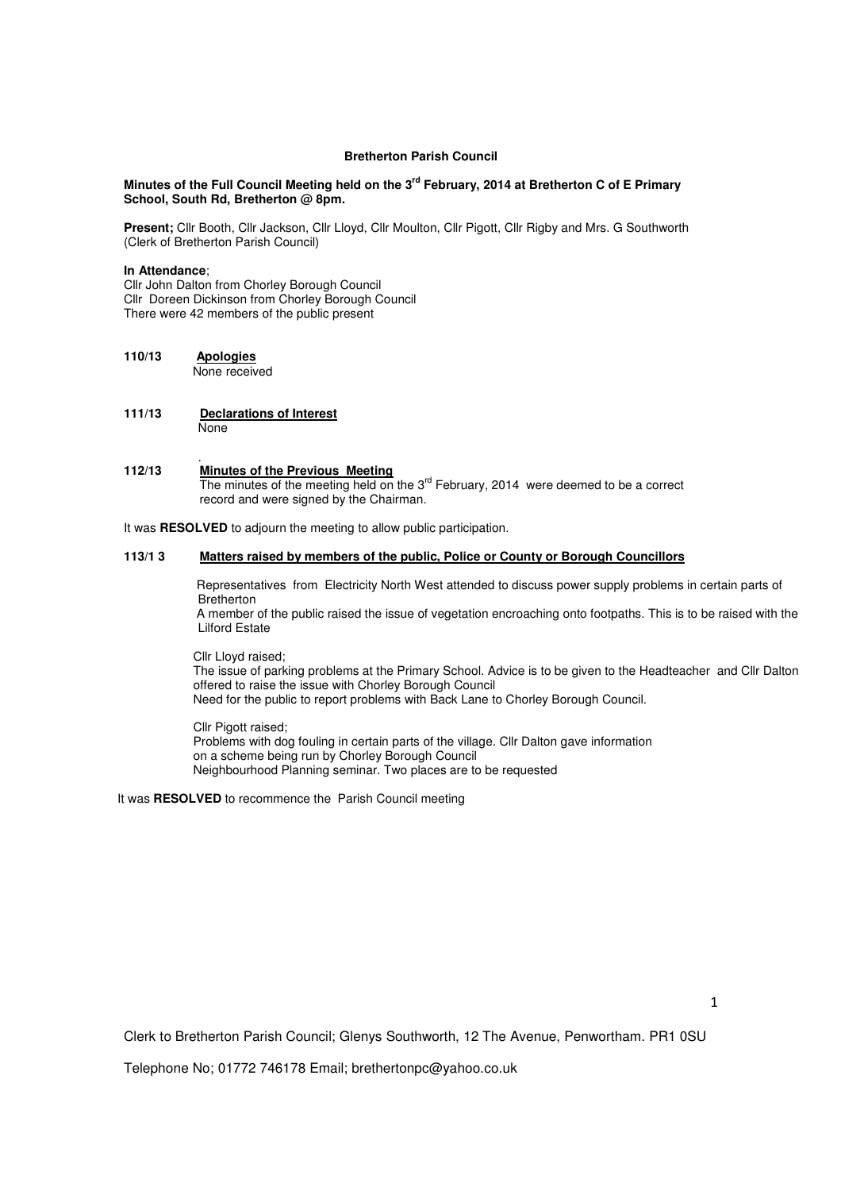**Bretherton Parish Council**

**Minutes of the Full Council Meeting held on the 3rd February, 2014 at Bretherton C of E Primary School, South Rd, Bretherton @ 8pm.**

**Present;** Cllr Booth, Cllr Jackson, Cllr Lloyd, Cllr Moulton, Cllr Pigott, Cllr Rigby and Mrs. G Southworth (Clerk of Bretherton Parish Council)

**In Attendance**;
Cllr John Dalton from Chorley Borough Council
Cllr Doreen Dickinson from Chorley Borough Council
There were 42 members of the public present

**110/13** **Apologies**
None received

**111/13** **Declarations of Interest**
None

**112/13** **Minutes of the Previous Meeting**
The minutes of the meeting held on the 3rd February, 2014 were deemed to be a correct record and were signed by the Chairman.

It was **RESOLVED** to adjourn the meeting to allow public participation.

**113/1 3** **Matters raised by members of the public, Police or County or Borough Councillors**

Representatives from Electricity North West attended to discuss power supply problems in certain parts of Bretherton
A member of the public raised the issue of vegetation encroaching onto footpaths. This is to be raised with the Lilford Estate

Cllr Lloyd raised;
The issue of parking problems at the Primary School. Advice is to be given to the Headteacher and Cllr Dalton offered to raise the issue with Chorley Borough Council
Need for the public to report problems with Back Lane to Chorley Borough Council.

Cllr Pigott raised;
Problems with dog fouling in certain parts of the village. Cllr Dalton gave information on a scheme being run by Chorley Borough Council
Neighbourhood Planning seminar. Two places are to be requested

It was **RESOLVED** to recommence the Parish Council meeting

Clerk to Bretherton Parish Council; Glenys Southworth, 12 The Avenue, Penwortham. PR1 0SU

Telephone No; 01772 746178 Email; brethertonpc@yahoo.co.uk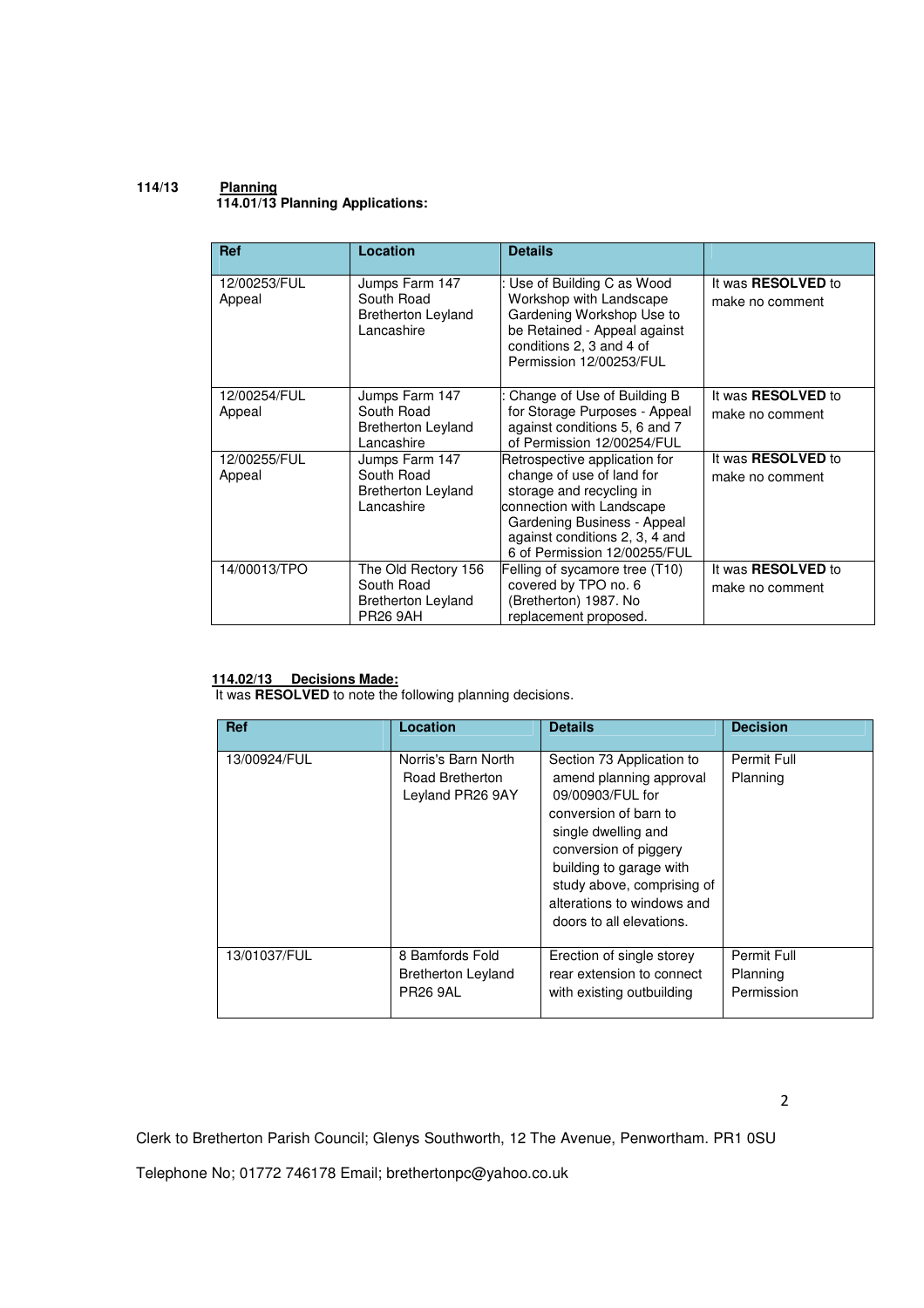**114/13 Planning**

**114.01/13 Planning Applications:**

| Ref | Location | Details | |
|---|---|---|---|
| 12/00253/FUL Appeal | Jumps Farm 147 South Road Bretherton Leyland Lancashire | : Use of Building C as Wood Workshop with Landscape Gardening Workshop Use to be Retained - Appeal against conditions 2, 3 and 4 of Permission 12/00253/FUL | It was **RESOLVED** to make no comment |
| 12/00254/FUL Appeal | Jumps Farm 147 South Road Bretherton Leyland Lancashire | : Change of Use of Building B for Storage Purposes - Appeal against conditions 5, 6 and 7 of Permission 12/00254/FUL | It was **RESOLVED** to make no comment |
| 12/00255/FUL Appeal | Jumps Farm 147 South Road Bretherton Leyland Lancashire | Retrospective application for change of use of land for storage and recycling in connection with Landscape Gardening Business - Appeal against conditions 2, 3, 4 and 6 of Permission 12/00255/FUL | It was **RESOLVED** to make no comment |
| 14/00013/TPO | The Old Rectory 156 South Road Bretherton Leyland PR26 9AH | Felling of sycamore tree (T10) covered by TPO no. 6 (Bretherton) 1987. No replacement proposed. | It was **RESOLVED** to make no comment |

**114.02/13 Decisions Made:**

It was **RESOLVED** to note the following planning decisions.

| Ref | Location | Details | Decision |
|---|---|---|---|
| 13/00924/FUL | Norris's Barn North Road Bretherton Leyland PR26 9AY | Section 73 Application to amend planning approval 09/00903/FUL for conversion of barn to single dwelling and conversion of piggery building to garage with study above, comprising of alterations to windows and doors to all elevations. | Permit Full Planning |
| 13/01037/FUL | 8 Bamfords Fold Bretherton Leyland PR26 9AL | Erection of single storey rear extension to connect with existing outbuilding | Permit Full Planning Permission |

Clerk to Bretherton Parish Council; Glenys Southworth, 12 The Avenue, Penwortham. PR1 0SU

Telephone No; 01772 746178 Email; brethertonpc@yahoo.co.uk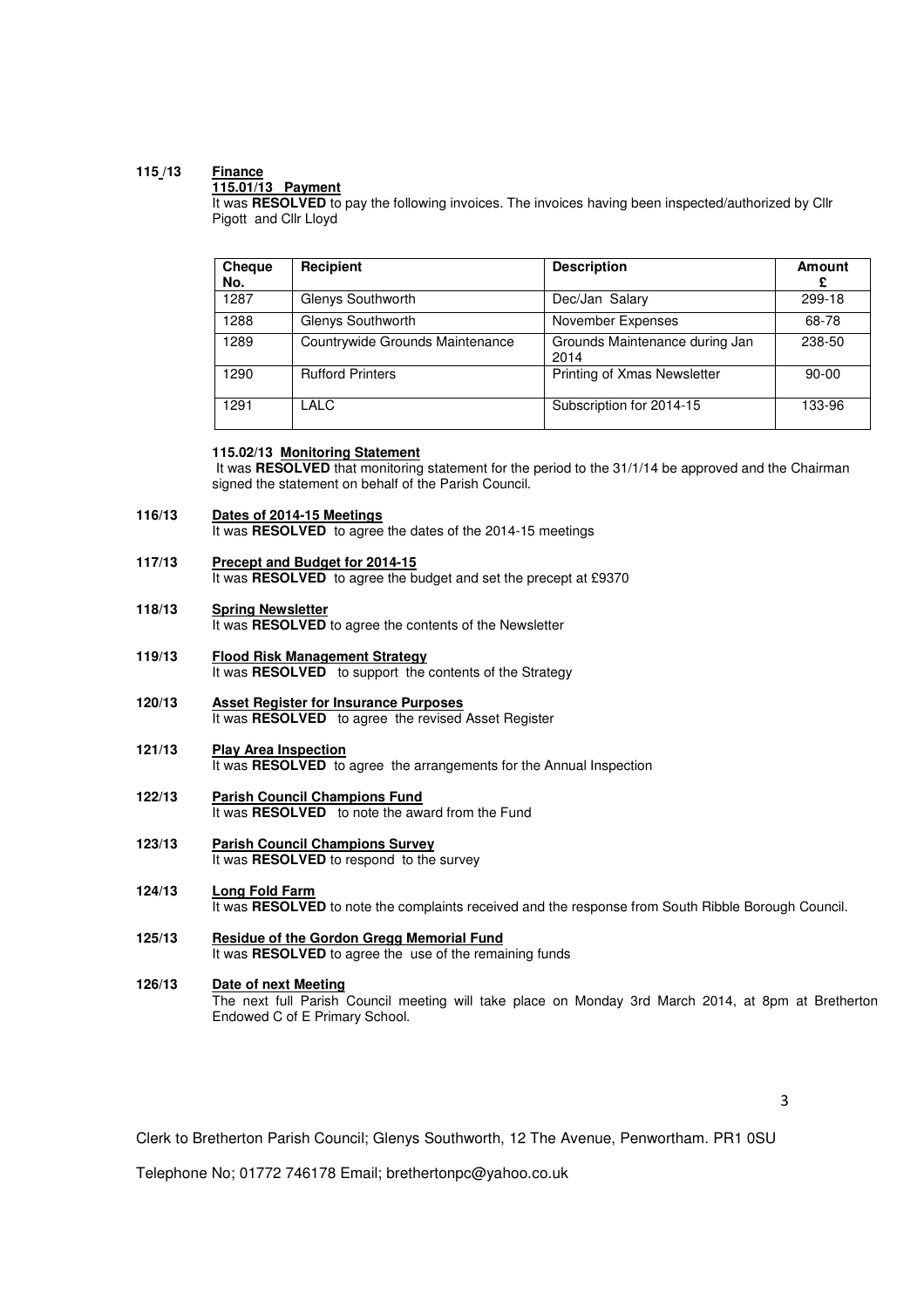**115/13 Finance**

**115.01/13 Payment**

It was **RESOLVED** to pay the following invoices. The invoices having been inspected/authorized by Cllr Pigott and Cllr Lloyd

| Cheque No. | Recipient | Description | Amount £ |
|---|---|---|---|
| 1287 | Glenys Southworth | Dec/Jan Salary | 299-18 |
| 1288 | Glenys Southworth | November Expenses | 68-78 |
| 1289 | Countrywide Grounds Maintenance | Grounds Maintenance during Jan 2014 | 238-50 |
| 1290 | Rufford Printers | Printing of Xmas Newsletter | 90-00 |
| 1291 | LALC | Subscription for 2014-15 | 133-96 |

**115.02/13 Monitoring Statement**

It was **RESOLVED** that monitoring statement for the period to the 31/1/14 be approved and the Chairman signed the statement on behalf of the Parish Council.

**116/13 Dates of 2014-15 Meetings**

It was **RESOLVED** to agree the dates of the 2014-15 meetings

**117/13 Precept and Budget for 2014-15**

It was **RESOLVED** to agree the budget and set the precept at £9370

**118/13 Spring Newsletter**

It was **RESOLVED** to agree the contents of the Newsletter

**119/13 Flood Risk Management Strategy**

It was **RESOLVED** to support the contents of the Strategy

**120/13 Asset Register for Insurance Purposes**

It was **RESOLVED** to agree the revised Asset Register

**121/13 Play Area Inspection**

It was **RESOLVED** to agree the arrangements for the Annual Inspection

**122/13 Parish Council Champions Fund**

It was **RESOLVED** to note the award from the Fund

**123/13 Parish Council Champions Survey**

It was **RESOLVED** to respond to the survey

**124/13 Long Fold Farm**

It was **RESOLVED** to note the complaints received and the response from South Ribble Borough Council.

**125/13 Residue of the Gordon Gregg Memorial Fund**

It was **RESOLVED** to agree the use of the remaining funds

**126/13 Date of next Meeting**

The next full Parish Council meeting will take place on Monday 3rd March 2014, at 8pm at Bretherton Endowed C of E Primary School.

Clerk to Bretherton Parish Council; Glenys Southworth, 12 The Avenue, Penwortham. PR1 0SU

Telephone No; 01772 746178 Email; brethertonpc@yahoo.co.uk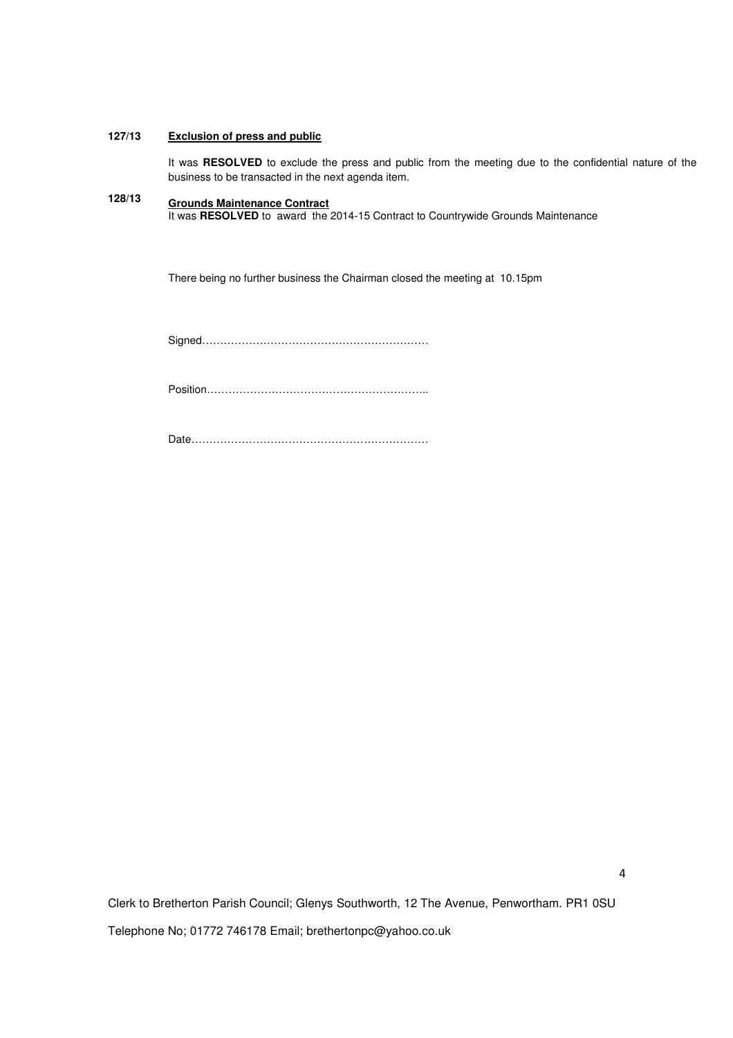**127/13** **Exclusion of press and public**

It was **RESOLVED** to exclude the press and public from the meeting due to the confidential nature of the business to be transacted in the next agenda item.

**128/13** **Grounds Maintenance Contract**

It was **RESOLVED** to award the 2014-15 Contract to Countrywide Grounds Maintenance

There being no further business the Chairman closed the meeting at 10.15pm

Signed……………………………………………………

Position……………………………………………………..

Date…………………………………………………………

Clerk to Bretherton Parish Council; Glenys Southworth, 12 The Avenue, Penwortham. PR1 0SU

Telephone No; 01772 746178 Email; brethertonpc@yahoo.co.uk